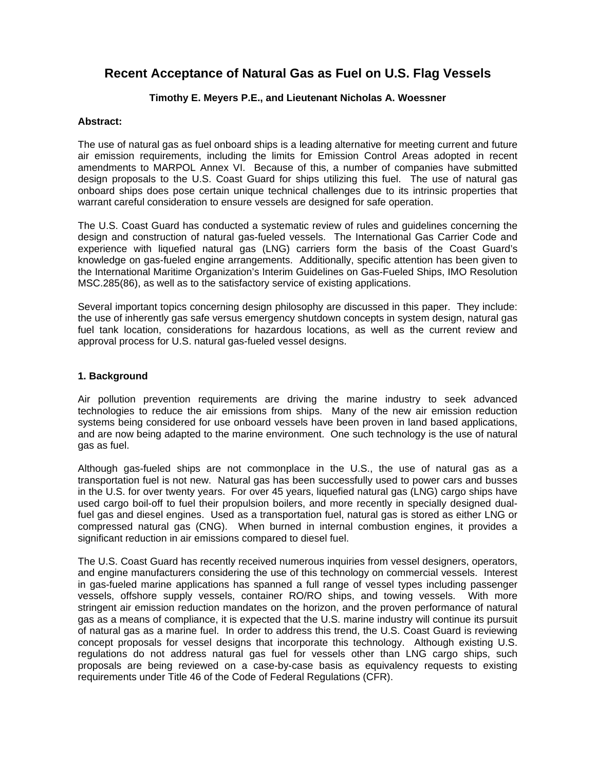# Recent Acceptance of Natural Gas as Fuel on U.S. Flag Vessels

**Timothy E. Meyers P.E., and Lieutenant Nicholas A. Woessner**

**Abstract:**

The use of natural gas as fuel onboard ships is a leading alternative for meeting current and future air emission requirements, including the limits for Emission Control Areas adopted in recent amendments to MARPOL Annex VI. Because of this, a number of companies have submitted design proposals to the U.S. Coast Guard for ships utilizing this fuel. The use of natural gas onboard ships does pose certain unique technical challenges due to its intrinsic properties that warrant careful consideration to ensure vessels are designed for safe operation.

The U.S. Coast Guard has conducted a systematic review of rules and guidelines concerning the design and construction of natural gas-fueled vessels. The International Gas Carrier Code and experience with liquefied natural gas (LNG) carriers form the basis of the Coast Guard's knowledge on gas-fueled engine arrangements. Additionally, specific attention has been given to the International Maritime Organization's Interim Guidelines on Gas-Fueled Ships, IMO Resolution MSC.285(86), as well as to the satisfactory service of existing applications.

Several important topics concerning design philosophy are discussed in this paper. They include: the use of inherently gas safe versus emergency shutdown concepts in system design, natural gas fuel tank location, considerations for hazardous locations, as well as the current review and approval process for U.S. natural gas-fueled vessel designs.

## 1. Background

Air pollution prevention requirements are driving the marine industry to seek advanced technologies to reduce the air emissions from ships. Many of the new air emission reduction systems being considered for use onboard vessels have been proven in land based applications, and are now being adapted to the marine environment. One such technology is the use of natural gas as fuel.

Although gas-fueled ships are not commonplace in the U.S., the use of natural gas as a transportation fuel is not new. Natural gas has been successfully used to power cars and busses in the U.S. for over twenty years. For over 45 years, liquefied natural gas (LNG) cargo ships have used cargo boil-off to fuel their propulsion boilers, and more recently in specially designed dual-fuel gas and diesel engines. Used as a transportation fuel, natural gas is stored as either LNG or compressed natural gas (CNG). When burned in internal combustion engines, it provides a significant reduction in air emissions compared to diesel fuel.

The U.S. Coast Guard has recently received numerous inquiries from vessel designers, operators, and engine manufacturers considering the use of this technology on commercial vessels. Interest in gas-fueled marine applications has spanned a full range of vessel types including passenger vessels, offshore supply vessels, container RO/RO ships, and towing vessels. With more stringent air emission reduction mandates on the horizon, and the proven performance of natural gas as a means of compliance, it is expected that the U.S. marine industry will continue its pursuit of natural gas as a marine fuel. In order to address this trend, the U.S. Coast Guard is reviewing concept proposals for vessel designs that incorporate this technology. Although existing U.S. regulations do not address natural gas fuel for vessels other than LNG cargo ships, such proposals are being reviewed on a case-by-case basis as equivalency requests to existing requirements under Title 46 of the Code of Federal Regulations (CFR).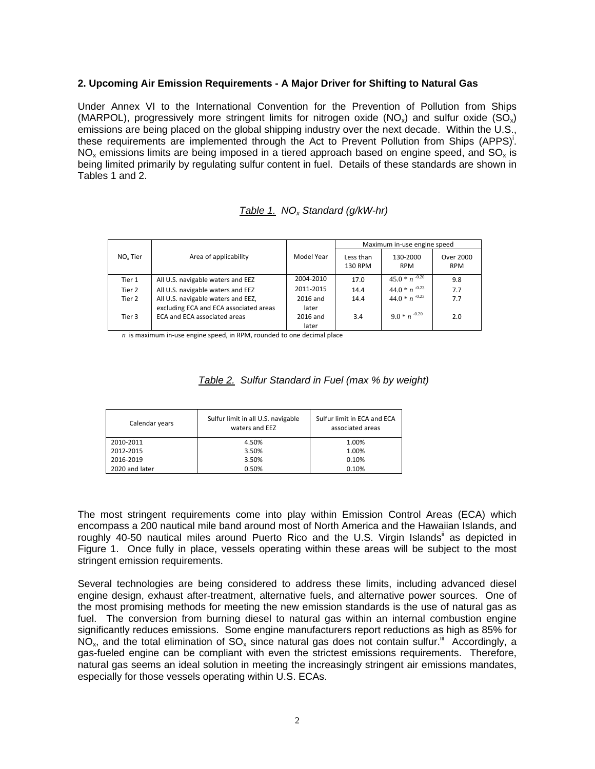## 2. Upcoming Air Emission Requirements - A Major Driver for Shifting to Natural Gas

Under Annex VI to the International Convention for the Prevention of Pollution from Ships (MARPOL), progressively more stringent limits for nitrogen oxide ($NO_x$) and sulfur oxide ($SO_x$) emissions are being placed on the global shipping industry over the next decade. Within the U.S., these requirements are implemented through the Act to Prevent Pollution from Ships (APPS)[i]. $NO_x$ emissions limits are being imposed in a tiered approach based on engine speed, and $SO_x$ is being limited primarily by regulating sulfur content in fuel. Details of these standards are shown in Tables 1 and 2.

*Table 1. $NO_x$ Standard (g/kW-hr)*

| $NO_x$ Tier | Area of applicability | Model Year | Maximum in-use engine speed | | |
|---|---|---|---|---|---|
| | | | Less than 130 RPM | 130-2000 RPM | Over 2000 RPM |
| Tier 1 | All U.S. navigable waters and EEZ | 2004-2010 | 17.0 | $45.0 * n^{-0.20}$ | 9.8 |
| Tier 2 | All U.S. navigable waters and EEZ | 2011-2015 | 14.4 | $44.0 * n^{-0.23}$ | 7.7 |
| Tier 2 | All U.S. navigable waters and EEZ, excluding ECA and ECA associated areas | 2016 and later | 14.4 | $44.0 * n^{-0.23}$ | 7.7 |
| Tier 3 | ECA and ECA associated areas | 2016 and later | 3.4 | $9.0 * n^{-0.20}$ | 2.0 |

$n$ is maximum in-use engine speed, in RPM, rounded to one decimal place

*Table 2. Sulfur Standard in Fuel (max % by weight)*

| Calendar years | Sulfur limit in all U.S. navigable waters and EEZ | Sulfur limit in ECA and ECA associated areas |
|---|---|---|
| 2010-2011 | 4.50% | 1.00% |
| 2012-2015 | 3.50% | 1.00% |
| 2016-2019 | 3.50% | 0.10% |
| 2020 and later | 0.50% | 0.10% |

The most stringent requirements come into play within Emission Control Areas (ECA) which encompass a 200 nautical mile band around most of North America and the Hawaiian Islands, and roughly 40-50 nautical miles around Puerto Rico and the U.S. Virgin Islands[ii] as depicted in Figure 1. Once fully in place, vessels operating within these areas will be subject to the most stringent emission requirements.

Several technologies are being considered to address these limits, including advanced diesel engine design, exhaust after-treatment, alternative fuels, and alternative power sources. One of the most promising methods for meeting the new emission standards is the use of natural gas as fuel. The conversion from burning diesel to natural gas within an internal combustion engine significantly reduces emissions. Some engine manufacturers report reductions as high as 85% for $NO_x$, and the total elimination of $SO_x$ since natural gas does not contain sulfur.[iii] Accordingly, a gas-fueled engine can be compliant with even the strictest emissions requirements. Therefore, natural gas seems an ideal solution in meeting the increasingly stringent air emissions mandates, especially for those vessels operating within U.S. ECAs.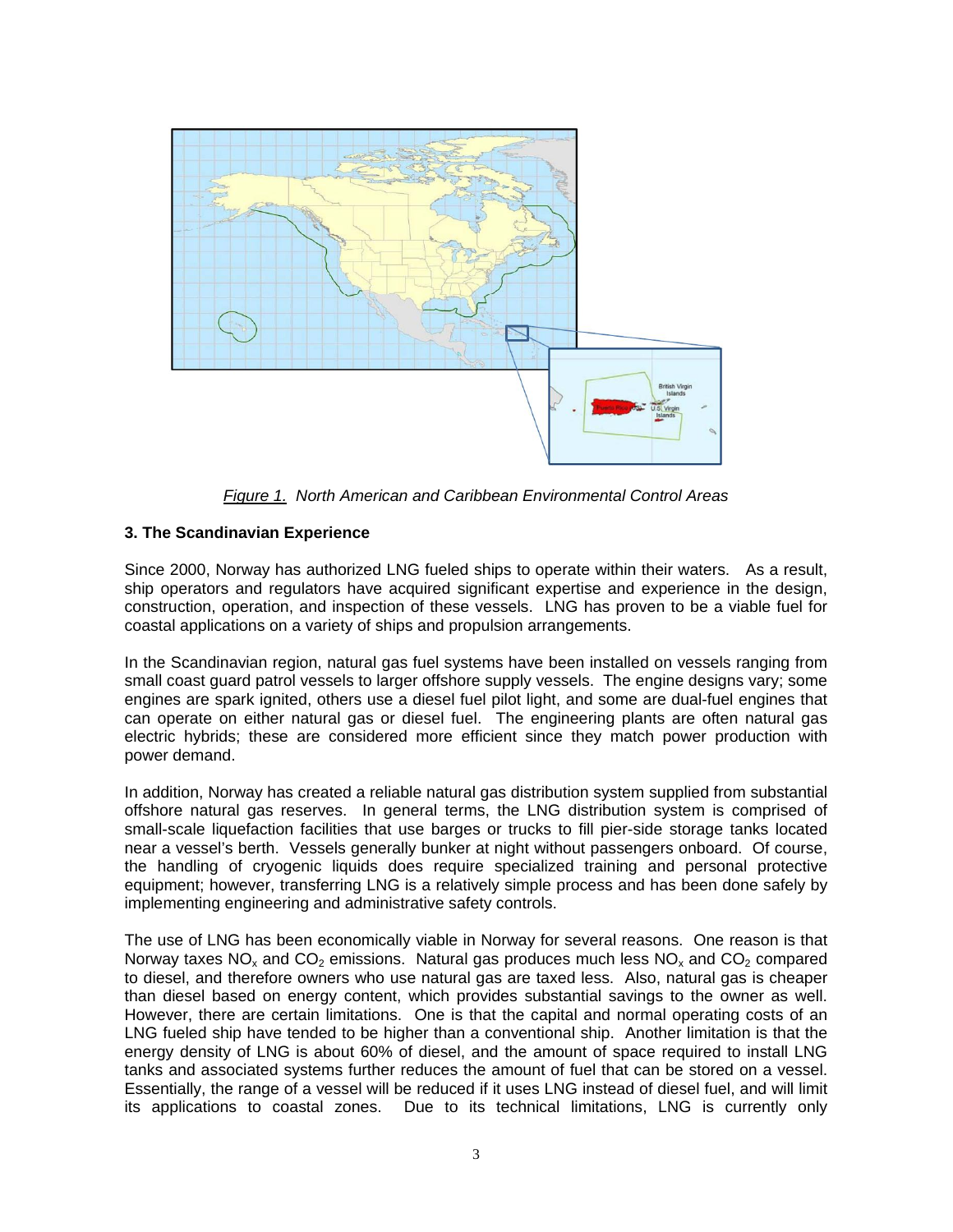British Virgin Islands

Puerto Rico

U.S. Virgin Islands

*Figure 1. North American and Caribbean Environmental Control Areas*

**3. The Scandinavian Experience**

Since 2000, Norway has authorized LNG fueled ships to operate within their waters. As a result, ship operators and regulators have acquired significant expertise and experience in the design, construction, operation, and inspection of these vessels. LNG has proven to be a viable fuel for coastal applications on a variety of ships and propulsion arrangements.

In the Scandinavian region, natural gas fuel systems have been installed on vessels ranging from small coast guard patrol vessels to larger offshore supply vessels. The engine designs vary; some engines are spark ignited, others use a diesel fuel pilot light, and some are dual-fuel engines that can operate on either natural gas or diesel fuel. The engineering plants are often natural gas electric hybrids; these are considered more efficient since they match power production with power demand.

In addition, Norway has created a reliable natural gas distribution system supplied from substantial offshore natural gas reserves. In general terms, the LNG distribution system is comprised of small-scale liquefaction facilities that use barges or trucks to fill pier-side storage tanks located near a vessel's berth. Vessels generally bunker at night without passengers onboard. Of course, the handling of cryogenic liquids does require specialized training and personal protective equipment; however, transferring LNG is a relatively simple process and has been done safely by implementing engineering and administrative safety controls.

The use of LNG has been economically viable in Norway for several reasons. One reason is that Norway taxes $NO_x$ and $CO_2$ emissions. Natural gas produces much less $NO_x$ and $CO_2$ compared to diesel, and therefore owners who use natural gas are taxed less. Also, natural gas is cheaper than diesel based on energy content, which provides substantial savings to the owner as well. However, there are certain limitations. One is that the capital and normal operating costs of an LNG fueled ship have tended to be higher than a conventional ship. Another limitation is that the energy density of LNG is about 60% of diesel, and the amount of space required to install LNG tanks and associated systems further reduces the amount of fuel that can be stored on a vessel. Essentially, the range of a vessel will be reduced if it uses LNG instead of diesel fuel, and will limit its applications to coastal zones. Due to its technical limitations, LNG is currently only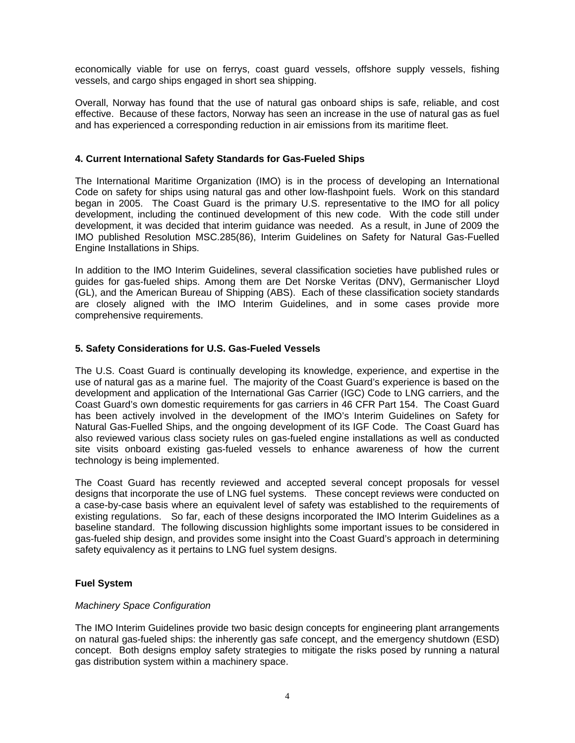economically viable for use on ferrys, coast guard vessels, offshore supply vessels, fishing vessels, and cargo ships engaged in short sea shipping.

Overall, Norway has found that the use of natural gas onboard ships is safe, reliable, and cost effective. Because of these factors, Norway has seen an increase in the use of natural gas as fuel and has experienced a corresponding reduction in air emissions from its maritime fleet.

## 4. Current International Safety Standards for Gas-Fueled Ships

The International Maritime Organization (IMO) is in the process of developing an International Code on safety for ships using natural gas and other low-flashpoint fuels. Work on this standard began in 2005. The Coast Guard is the primary U.S. representative to the IMO for all policy development, including the continued development of this new code. With the code still under development, it was decided that interim guidance was needed. As a result, in June of 2009 the IMO published Resolution MSC.285(86), Interim Guidelines on Safety for Natural Gas-Fuelled Engine Installations in Ships.

In addition to the IMO Interim Guidelines, several classification societies have published rules or guides for gas-fueled ships. Among them are Det Norske Veritas (DNV), Germanischer Lloyd (GL), and the American Bureau of Shipping (ABS). Each of these classification society standards are closely aligned with the IMO Interim Guidelines, and in some cases provide more comprehensive requirements.

## 5. Safety Considerations for U.S. Gas-Fueled Vessels

The U.S. Coast Guard is continually developing its knowledge, experience, and expertise in the use of natural gas as a marine fuel. The majority of the Coast Guard's experience is based on the development and application of the International Gas Carrier (IGC) Code to LNG carriers, and the Coast Guard's own domestic requirements for gas carriers in 46 CFR Part 154. The Coast Guard has been actively involved in the development of the IMO's Interim Guidelines on Safety for Natural Gas-Fuelled Ships, and the ongoing development of its IGF Code. The Coast Guard has also reviewed various class society rules on gas-fueled engine installations as well as conducted site visits onboard existing gas-fueled vessels to enhance awareness of how the current technology is being implemented.

The Coast Guard has recently reviewed and accepted several concept proposals for vessel designs that incorporate the use of LNG fuel systems. These concept reviews were conducted on a case-by-case basis where an equivalent level of safety was established to the requirements of existing regulations. So far, each of these designs incorporated the IMO Interim Guidelines as a baseline standard. The following discussion highlights some important issues to be considered in gas-fueled ship design, and provides some insight into the Coast Guard's approach in determining safety equivalency as it pertains to LNG fuel system designs.

### Fuel System

*Machinery Space Configuration*

The IMO Interim Guidelines provide two basic design concepts for engineering plant arrangements on natural gas-fueled ships: the inherently gas safe concept, and the emergency shutdown (ESD) concept. Both designs employ safety strategies to mitigate the risks posed by running a natural gas distribution system within a machinery space.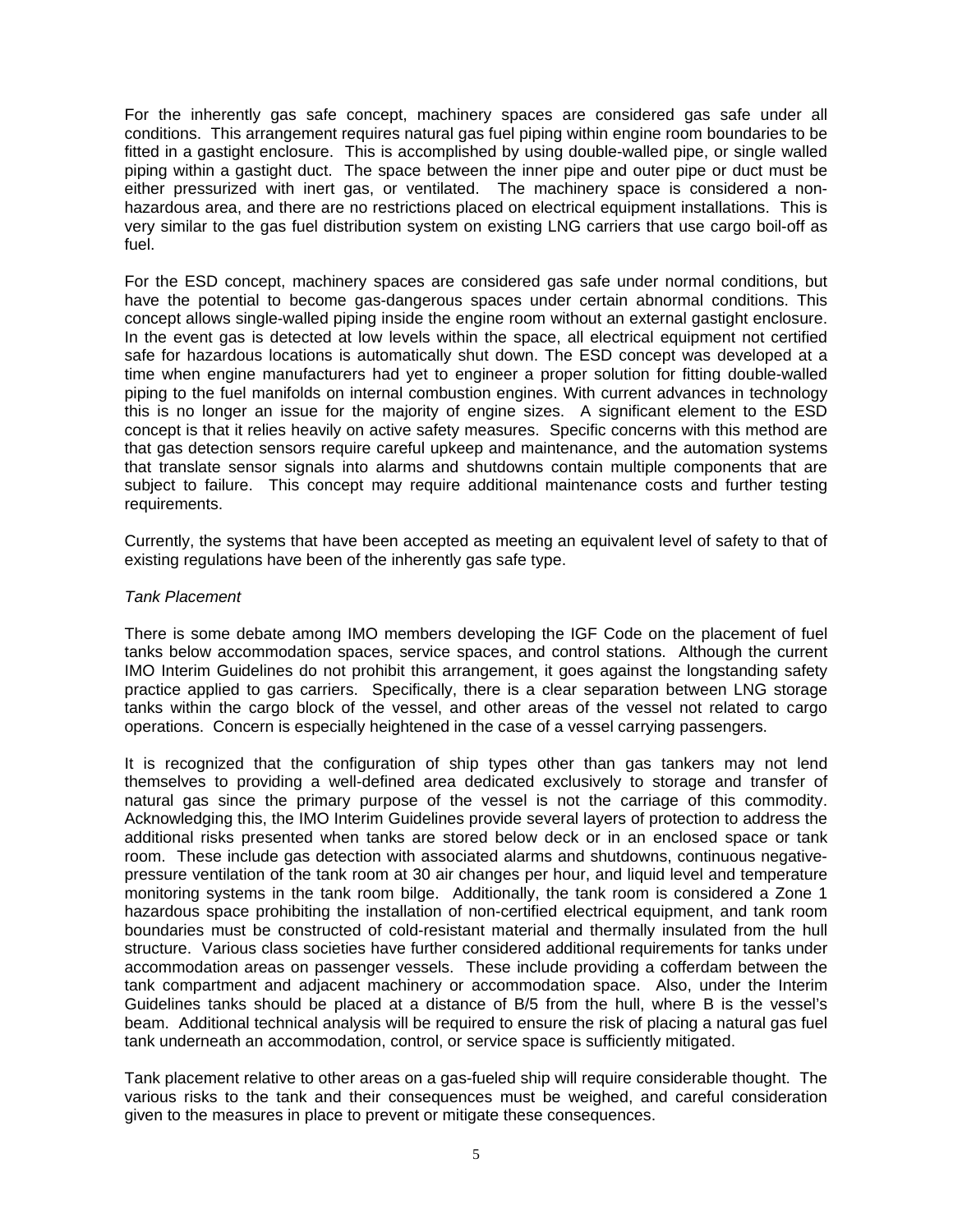For the inherently gas safe concept, machinery spaces are considered gas safe under all conditions. This arrangement requires natural gas fuel piping within engine room boundaries to be fitted in a gastight enclosure. This is accomplished by using double-walled pipe, or single walled piping within a gastight duct. The space between the inner pipe and outer pipe or duct must be either pressurized with inert gas, or ventilated. The machinery space is considered a non-hazardous area, and there are no restrictions placed on electrical equipment installations. This is very similar to the gas fuel distribution system on existing LNG carriers that use cargo boil-off as fuel.

For the ESD concept, machinery spaces are considered gas safe under normal conditions, but have the potential to become gas-dangerous spaces under certain abnormal conditions. This concept allows single-walled piping inside the engine room without an external gastight enclosure. In the event gas is detected at low levels within the space, all electrical equipment not certified safe for hazardous locations is automatically shut down. The ESD concept was developed at a time when engine manufacturers had yet to engineer a proper solution for fitting double-walled piping to the fuel manifolds on internal combustion engines. With current advances in technology this is no longer an issue for the majority of engine sizes. A significant element to the ESD concept is that it relies heavily on active safety measures. Specific concerns with this method are that gas detection sensors require careful upkeep and maintenance, and the automation systems that translate sensor signals into alarms and shutdowns contain multiple components that are subject to failure. This concept may require additional maintenance costs and further testing requirements.

Currently, the systems that have been accepted as meeting an equivalent level of safety to that of existing regulations have been of the inherently gas safe type.

*Tank Placement*

There is some debate among IMO members developing the IGF Code on the placement of fuel tanks below accommodation spaces, service spaces, and control stations. Although the current IMO Interim Guidelines do not prohibit this arrangement, it goes against the longstanding safety practice applied to gas carriers. Specifically, there is a clear separation between LNG storage tanks within the cargo block of the vessel, and other areas of the vessel not related to cargo operations. Concern is especially heightened in the case of a vessel carrying passengers.

It is recognized that the configuration of ship types other than gas tankers may not lend themselves to providing a well-defined area dedicated exclusively to storage and transfer of natural gas since the primary purpose of the vessel is not the carriage of this commodity. Acknowledging this, the IMO Interim Guidelines provide several layers of protection to address the additional risks presented when tanks are stored below deck or in an enclosed space or tank room. These include gas detection with associated alarms and shutdowns, continuous negative-pressure ventilation of the tank room at 30 air changes per hour, and liquid level and temperature monitoring systems in the tank room bilge. Additionally, the tank room is considered a Zone 1 hazardous space prohibiting the installation of non-certified electrical equipment, and tank room boundaries must be constructed of cold-resistant material and thermally insulated from the hull structure. Various class societies have further considered additional requirements for tanks under accommodation areas on passenger vessels. These include providing a cofferdam between the tank compartment and adjacent machinery or accommodation space. Also, under the Interim Guidelines tanks should be placed at a distance of B/5 from the hull, where B is the vessel's beam. Additional technical analysis will be required to ensure the risk of placing a natural gas fuel tank underneath an accommodation, control, or service space is sufficiently mitigated.

Tank placement relative to other areas on a gas-fueled ship will require considerable thought. The various risks to the tank and their consequences must be weighed, and careful consideration given to the measures in place to prevent or mitigate these consequences.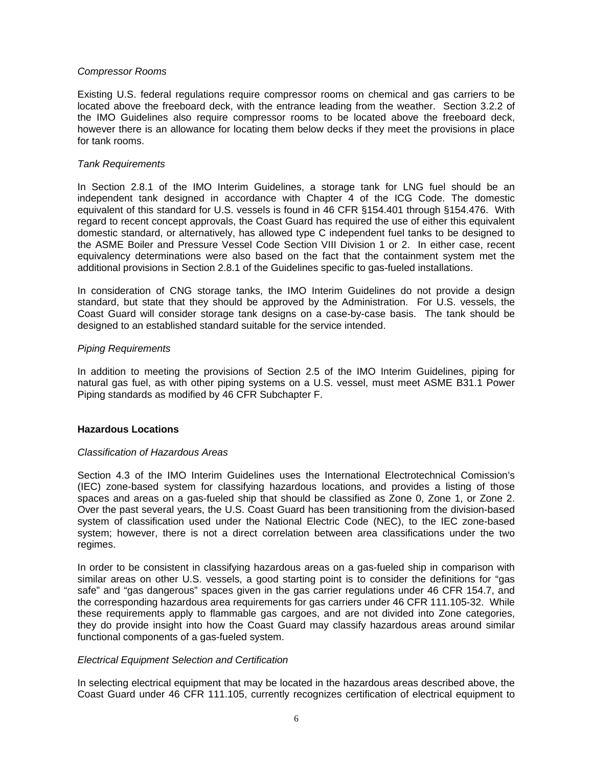*Compressor Rooms*

Existing U.S. federal regulations require compressor rooms on chemical and gas carriers to be located above the freeboard deck, with the entrance leading from the weather. Section 3.2.2 of the IMO Guidelines also require compressor rooms to be located above the freeboard deck, however there is an allowance for locating them below decks if they meet the provisions in place for tank rooms.

*Tank Requirements*

In Section 2.8.1 of the IMO Interim Guidelines, a storage tank for LNG fuel should be an independent tank designed in accordance with Chapter 4 of the ICG Code. The domestic equivalent of this standard for U.S. vessels is found in 46 CFR §154.401 through §154.476. With regard to recent concept approvals, the Coast Guard has required the use of either this equivalent domestic standard, or alternatively, has allowed type C independent fuel tanks to be designed to the ASME Boiler and Pressure Vessel Code Section VIII Division 1 or 2. In either case, recent equivalency determinations were also based on the fact that the containment system met the additional provisions in Section 2.8.1 of the Guidelines specific to gas-fueled installations.

In consideration of CNG storage tanks, the IMO Interim Guidelines do not provide a design standard, but state that they should be approved by the Administration. For U.S. vessels, the Coast Guard will consider storage tank designs on a case-by-case basis. The tank should be designed to an established standard suitable for the service intended.

*Piping Requirements*

In addition to meeting the provisions of Section 2.5 of the IMO Interim Guidelines, piping for natural gas fuel, as with other piping systems on a U.S. vessel, must meet ASME B31.1 Power Piping standards as modified by 46 CFR Subchapter F.

**Hazardous Locations**

*Classification of Hazardous Areas*

Section 4.3 of the IMO Interim Guidelines uses the International Electrotechnical Comission's (IEC) zone-based system for classifying hazardous locations, and provides a listing of those spaces and areas on a gas-fueled ship that should be classified as Zone 0, Zone 1, or Zone 2. Over the past several years, the U.S. Coast Guard has been transitioning from the division-based system of classification used under the National Electric Code (NEC), to the IEC zone-based system; however, there is not a direct correlation between area classifications under the two regimes.

In order to be consistent in classifying hazardous areas on a gas-fueled ship in comparison with similar areas on other U.S. vessels, a good starting point is to consider the definitions for "gas safe" and "gas dangerous" spaces given in the gas carrier regulations under 46 CFR 154.7, and the corresponding hazardous area requirements for gas carriers under 46 CFR 111.105-32. While these requirements apply to flammable gas cargoes, and are not divided into Zone categories, they do provide insight into how the Coast Guard may classify hazardous areas around similar functional components of a gas-fueled system.

*Electrical Equipment Selection and Certification*

In selecting electrical equipment that may be located in the hazardous areas described above, the Coast Guard under 46 CFR 111.105, currently recognizes certification of electrical equipment to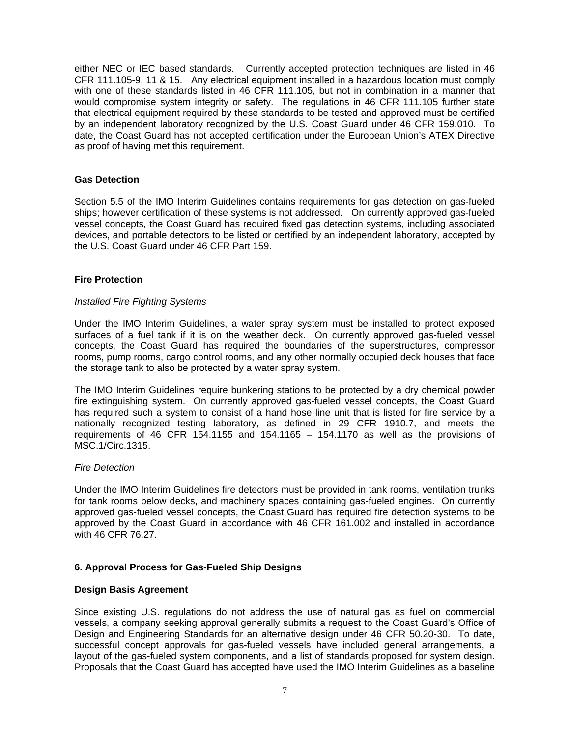either NEC or IEC based standards. Currently accepted protection techniques are listed in 46 CFR 111.105-9, 11 & 15. Any electrical equipment installed in a hazardous location must comply with one of these standards listed in 46 CFR 111.105, but not in combination in a manner that would compromise system integrity or safety. The regulations in 46 CFR 111.105 further state that electrical equipment required by these standards to be tested and approved must be certified by an independent laboratory recognized by the U.S. Coast Guard under 46 CFR 159.010. To date, the Coast Guard has not accepted certification under the European Union's ATEX Directive as proof of having met this requirement.

**Gas Detection**

Section 5.5 of the IMO Interim Guidelines contains requirements for gas detection on gas-fueled ships; however certification of these systems is not addressed. On currently approved gas-fueled vessel concepts, the Coast Guard has required fixed gas detection systems, including associated devices, and portable detectors to be listed or certified by an independent laboratory, accepted by the U.S. Coast Guard under 46 CFR Part 159.

**Fire Protection**

*Installed Fire Fighting Systems*

Under the IMO Interim Guidelines, a water spray system must be installed to protect exposed surfaces of a fuel tank if it is on the weather deck. On currently approved gas-fueled vessel concepts, the Coast Guard has required the boundaries of the superstructures, compressor rooms, pump rooms, cargo control rooms, and any other normally occupied deck houses that face the storage tank to also be protected by a water spray system.

The IMO Interim Guidelines require bunkering stations to be protected by a dry chemical powder fire extinguishing system. On currently approved gas-fueled vessel concepts, the Coast Guard has required such a system to consist of a hand hose line unit that is listed for fire service by a nationally recognized testing laboratory, as defined in 29 CFR 1910.7, and meets the requirements of 46 CFR 154.1155 and 154.1165 – 154.1170 as well as the provisions of MSC.1/Circ.1315.

*Fire Detection*

Under the IMO Interim Guidelines fire detectors must be provided in tank rooms, ventilation trunks for tank rooms below decks, and machinery spaces containing gas-fueled engines. On currently approved gas-fueled vessel concepts, the Coast Guard has required fire detection systems to be approved by the Coast Guard in accordance with 46 CFR 161.002 and installed in accordance with 46 CFR 76.27.

## 6. Approval Process for Gas-Fueled Ship Designs

**Design Basis Agreement**

Since existing U.S. regulations do not address the use of natural gas as fuel on commercial vessels, a company seeking approval generally submits a request to the Coast Guard's Office of Design and Engineering Standards for an alternative design under 46 CFR 50.20-30. To date, successful concept approvals for gas-fueled vessels have included general arrangements, a layout of the gas-fueled system components, and a list of standards proposed for system design. Proposals that the Coast Guard has accepted have used the IMO Interim Guidelines as a baseline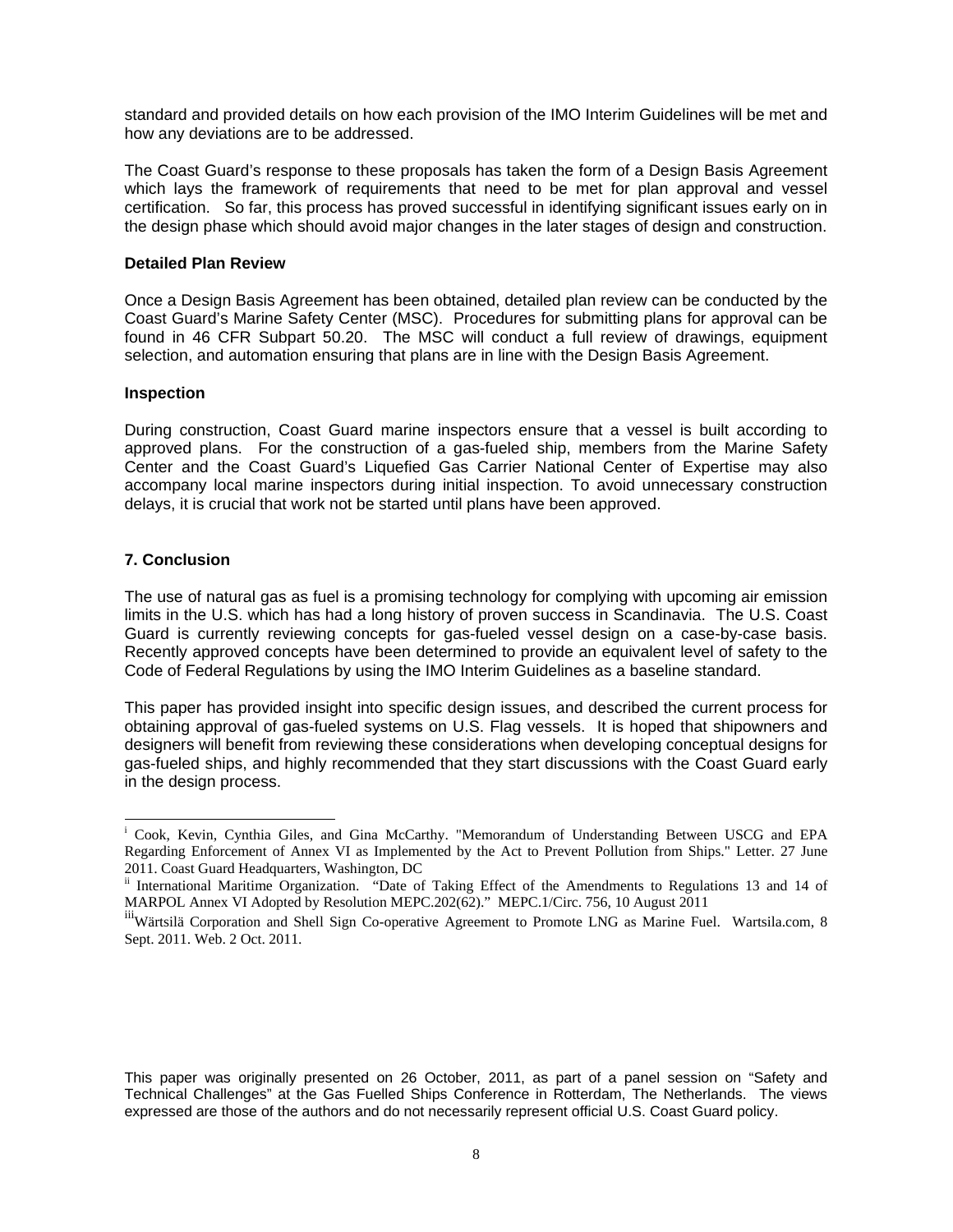standard and provided details on how each provision of the IMO Interim Guidelines will be met and how any deviations are to be addressed.

The Coast Guard's response to these proposals has taken the form of a Design Basis Agreement which lays the framework of requirements that need to be met for plan approval and vessel certification. So far, this process has proved successful in identifying significant issues early on in the design phase which should avoid major changes in the later stages of design and construction.

**Detailed Plan Review**

Once a Design Basis Agreement has been obtained, detailed plan review can be conducted by the Coast Guard's Marine Safety Center (MSC). Procedures for submitting plans for approval can be found in 46 CFR Subpart 50.20. The MSC will conduct a full review of drawings, equipment selection, and automation ensuring that plans are in line with the Design Basis Agreement.

**Inspection**

During construction, Coast Guard marine inspectors ensure that a vessel is built according to approved plans. For the construction of a gas-fueled ship, members from the Marine Safety Center and the Coast Guard's Liquefied Gas Carrier National Center of Expertise may also accompany local marine inspectors during initial inspection. To avoid unnecessary construction delays, it is crucial that work not be started until plans have been approved.

## 7. Conclusion

The use of natural gas as fuel is a promising technology for complying with upcoming air emission limits in the U.S. which has had a long history of proven success in Scandinavia. The U.S. Coast Guard is currently reviewing concepts for gas-fueled vessel design on a case-by-case basis. Recently approved concepts have been determined to provide an equivalent level of safety to the Code of Federal Regulations by using the IMO Interim Guidelines as a baseline standard.

This paper has provided insight into specific design issues, and described the current process for obtaining approval of gas-fueled systems on U.S. Flag vessels. It is hoped that shipowners and designers will benefit from reviewing these considerations when developing conceptual designs for gas-fueled ships, and highly recommended that they start discussions with the Coast Guard early in the design process.

---

[i] Cook, Kevin, Cynthia Giles, and Gina McCarthy. "Memorandum of Understanding Between USCG and EPA Regarding Enforcement of Annex VI as Implemented by the Act to Prevent Pollution from Ships." Letter. 27 June 2011. Coast Guard Headquarters, Washington, DC

[ii] International Maritime Organization. "Date of Taking Effect of the Amendments to Regulations 13 and 14 of MARPOL Annex VI Adopted by Resolution MEPC.202(62)." MEPC.1/Circ. 756, 10 August 2011

[iii] Wärtsilä Corporation and Shell Sign Co-operative Agreement to Promote LNG as Marine Fuel. Wartsila.com, 8 Sept. 2011. Web. 2 Oct. 2011.

This paper was originally presented on 26 October, 2011, as part of a panel session on "Safety and Technical Challenges" at the Gas Fuelled Ships Conference in Rotterdam, The Netherlands. The views expressed are those of the authors and do not necessarily represent official U.S. Coast Guard policy.